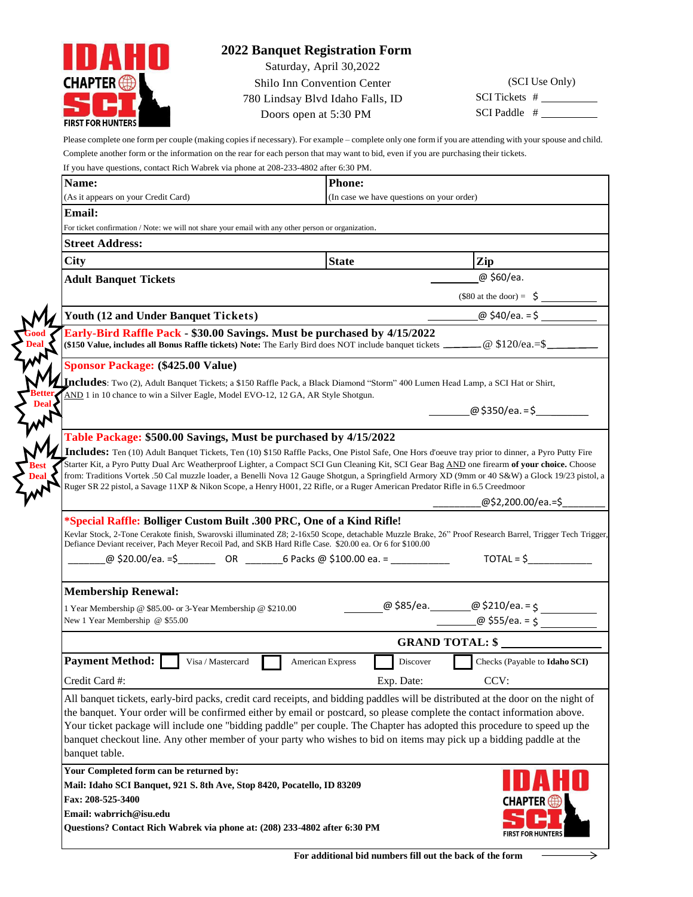IDAHO CHAPTER SCI FIRST FOR HUNTERS

# 2022 Banquet Registration Form

Saturday, April 30,2022
Shilo Inn Convention Center
780 Lindsay Blvd Idaho Falls, ID
Doors open at 5:30 PM

(SCI Use Only)
SCI Tickets # __________
SCI Paddle # __________

Please complete one form per couple (making copies if necessary). For example – complete only one form if you are attending with your spouse and child. Complete another form or the information on the rear for each person that may want to bid, even if you are purchasing their tickets.

If you have questions, contact Rich Wabrek via phone at 208-233-4802 after 6:30 PM.

| | | |
|---|---|---|
| **Name:** (As it appears on your Credit Card) | **Phone:** (In case we have questions on your order) | |
| **Email:** For ticket confirmation / Note: we will not share your email with any other person or organization. | | |
| **Street Address:** | | |
| **City** | **State** | **Zip** |

**Adult Banquet Tickets** ________ @ $60/ea.
($80 at the door) = $ __________

**Youth (12 and Under Banquet Tickets)** ________ @ $40/ea. = $ __________

Good Deal — **Early-Bird Raffle Pack - $30.00 Savings. Must be purchased by 4/15/2022**
**($150 Value, includes all Bonus Raffle tickets) Note:** The Early Bird does NOT include banquet tickets ______ @ $120/ea.=$ ________

Better Deal — **Sponsor Package: ($425.00 Value)**
**Includes**: Two (2), Adult Banquet Tickets; a $150 Raffle Pack, a Black Diamond "Storm" 400 Lumen Head Lamp, a SCI Hat or Shirt, AND 1 in 10 chance to win a Silver Eagle, Model EVO-12, 12 GA, AR Style Shotgun.
________ @ $350/ea. = $ __________

Best Deal — **Table Package: $500.00 Savings, Must be purchased by 4/15/2022**
**Includes:** Ten (10) Adult Banquet Tickets, Ten (10) $150 Raffle Packs, One Pistol Safe, One Hors d'oeuve tray prior to dinner, a Pyro Putty Fire Starter Kit, a Pyro Putty Dual Arc Weatherproof Lighter, a Compact SCI Gun Cleaning Kit, SCI Gear Bag AND one firearm **of your choice.** Choose from: Traditions Vortek .50 Cal muzzle loader, a Benelli Nova 12 Gauge Shotgun, a Springfield Armory XD (9mm or 40 S&W) a Glock 19/23 pistol, a Ruger SR 22 pistol, a Savage 11XP & Nikon Scope, a Henry H001, 22 Rifle, or a Ruger American Predator Rifle in 6.5 Creedmoor
________ @ $2,200.00/ea. = $ ________

**\*Special Raffle: Bolliger Custom Built .300 PRC, One of a Kind Rifle!**
Kevlar Stock, 2-Tone Cerakote finish, Swarovski illuminated Z8; 2-16x50 Scope, detachable Muzzle Brake, 26" Proof Research Barrel, Trigger Tech Trigger, Defiance Deviant receiver, Pach Meyer Recoil Pad, and SKB Hard Rifle Case. $20.00 ea. Or 6 for $100.00
______ @ $20.00/ea. = $ ______ OR ______ 6 Packs @ $100.00 ea. = __________ TOTAL = $ __________

**Membership Renewal:**
1 Year Membership @ $85.00- or 3-Year Membership @ $210.00 ______ @ $85/ea. ______ @ $210/ea. = $ __________
New 1 Year Membership @ $55.00 ________ @ $55/ea. = $ __________

**GRAND TOTAL: $** ______________

**Payment Method:** ☐ Visa / Mastercard ☐ American Express ☐ Discover ☐ Checks (Payable to **Idaho SCI**)

Credit Card #: Exp. Date: CCV:

All banquet tickets, early-bird packs, credit card receipts, and bidding paddles will be distributed at the door on the night of the banquet. Your order will be confirmed either by email or postcard, so please complete the contact information above. Your ticket package will include one "bidding paddle" per couple. The Chapter has adopted this procedure to speed up the banquet checkout line. Any other member of your party who wishes to bid on items may pick up a bidding paddle at the banquet table.

**Your Completed form can be returned by:**
**Mail: Idaho SCI Banquet, 921 S. 8th Ave, Stop 8420, Pocatello, ID 83209**
**Fax: 208-525-3400**
**Email: wabrrich@isu.edu**
**Questions? Contact Rich Wabrek via phone at: (208) 233-4802 after 6:30 PM**

IDAHO CHAPTER SCI FIRST FOR HUNTERS

**For additional bid numbers fill out the back of the form** →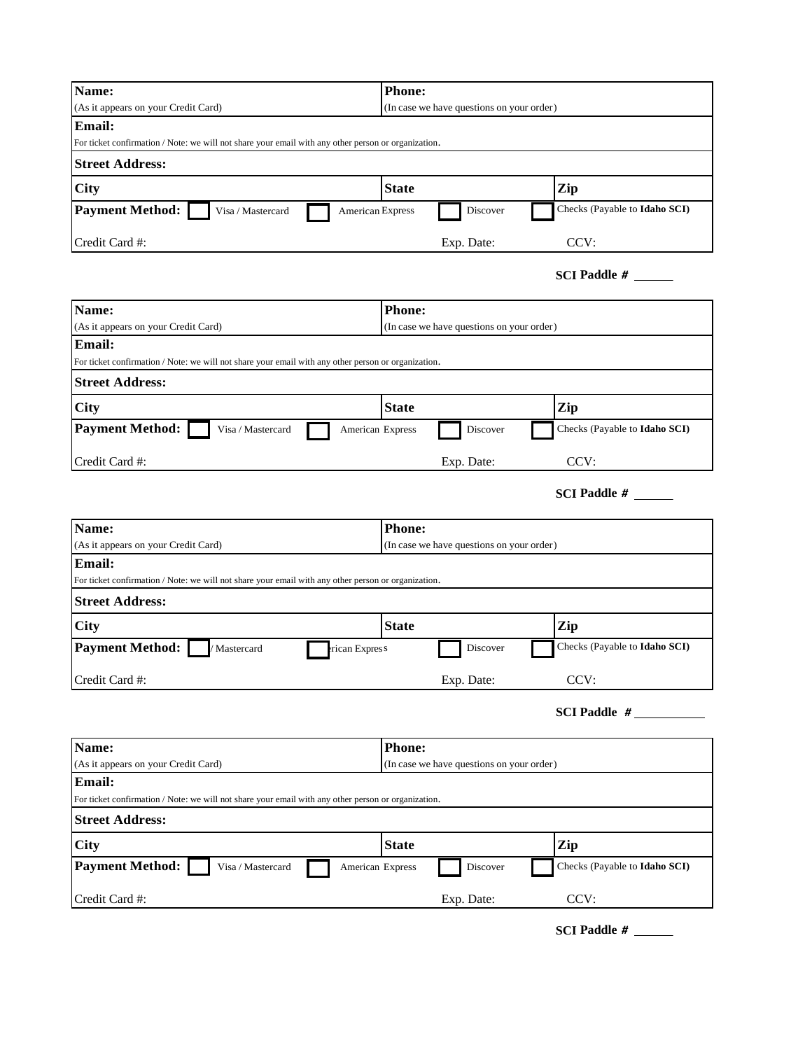| | | |
|---|---|---|
| **Name:**<br>(As it appears on your Credit Card) | **Phone:**<br>(In case we have questions on your order) | |
| **Email:**<br>For ticket confirmation / Note: we will not share your email with any other person or organization. | | |
| **Street Address:** | | |
| **City** | **State** | **Zip** |
| **Payment Method:** ☐ Visa / Mastercard ☐ American Express | ☐ Discover | ☐ Checks (Payable to **Idaho SCI)** |
| Credit Card #: | Exp. Date: | CCV: |

**SCI Paddle #** ______

| | | |
|---|---|---|
| **Name:**<br>(As it appears on your Credit Card) | **Phone:**<br>(In case we have questions on your order) | |
| **Email:**<br>For ticket confirmation / Note: we will not share your email with any other person or organization. | | |
| **Street Address:** | | |
| **City** | **State** | **Zip** |
| **Payment Method:** ☐ Visa / Mastercard ☐ American Express | ☐ Discover | ☐ Checks (Payable to **Idaho SCI)** |
| Credit Card #: | Exp. Date: | CCV: |

**SCI Paddle #** ______

| | | |
|---|---|---|
| **Name:**<br>(As it appears on your Credit Card) | **Phone:**<br>(In case we have questions on your order) | |
| **Email:**<br>For ticket confirmation / Note: we will not share your email with any other person or organization. | | |
| **Street Address:** | | |
| **City** | **State** | **Zip** |
| **Payment Method:** ☐ / Mastercard ☐ rican Express | ☐ Discover | ☐ Checks (Payable to **Idaho SCI)** |
| Credit Card #: | Exp. Date: | CCV: |

**SCI Paddle #** __________

| | | |
|---|---|---|
| **Name:**<br>(As it appears on your Credit Card) | **Phone:**<br>(In case we have questions on your order) | |
| **Email:**<br>For ticket confirmation / Note: we will not share your email with any other person or organization. | | |
| **Street Address:** | | |
| **City** | **State** | **Zip** |
| **Payment Method:** ☐ Visa / Mastercard ☐ American Express | ☐ Discover | ☐ Checks (Payable to **Idaho SCI)** |
| Credit Card #: | Exp. Date: | CCV: |

**SCI Paddle #** ______